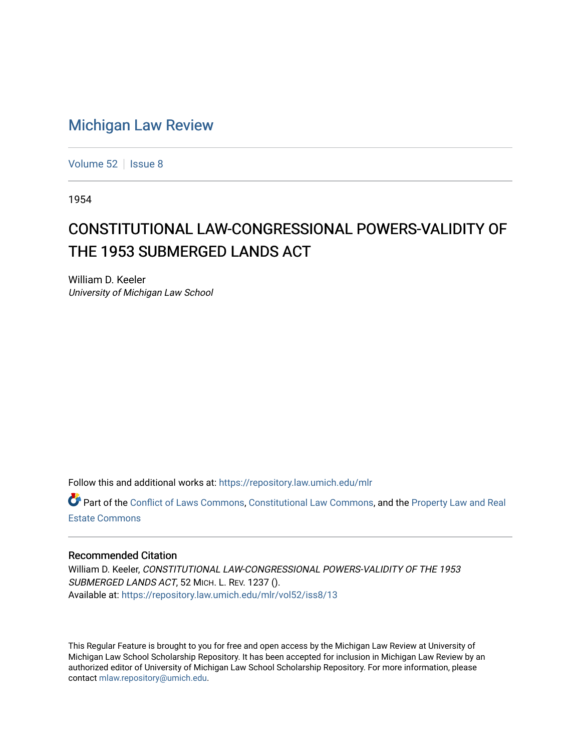# Michigan Law Review

Volume 52 | Issue 8

1954

## CONSTITUTIONAL LAW-CONGRESSIONAL POWERS-VALIDITY OF THE 1953 SUBMERGED LANDS ACT

William D. Keeler
*University of Michigan Law School*

Follow this and additional works at: https://repository.law.umich.edu/mlr

Part of the Conflict of Laws Commons, Constitutional Law Commons, and the Property Law and Real Estate Commons

### Recommended Citation

William D. Keeler, *CONSTITUTIONAL LAW-CONGRESSIONAL POWERS-VALIDITY OF THE 1953 SUBMERGED LANDS ACT*, 52 MICH. L. REV. 1237 ().
Available at: https://repository.law.umich.edu/mlr/vol52/iss8/13

This Regular Feature is brought to you for free and open access by the Michigan Law Review at University of Michigan Law School Scholarship Repository. It has been accepted for inclusion in Michigan Law Review by an authorized editor of University of Michigan Law School Scholarship Repository. For more information, please contact mlaw.repository@umich.edu.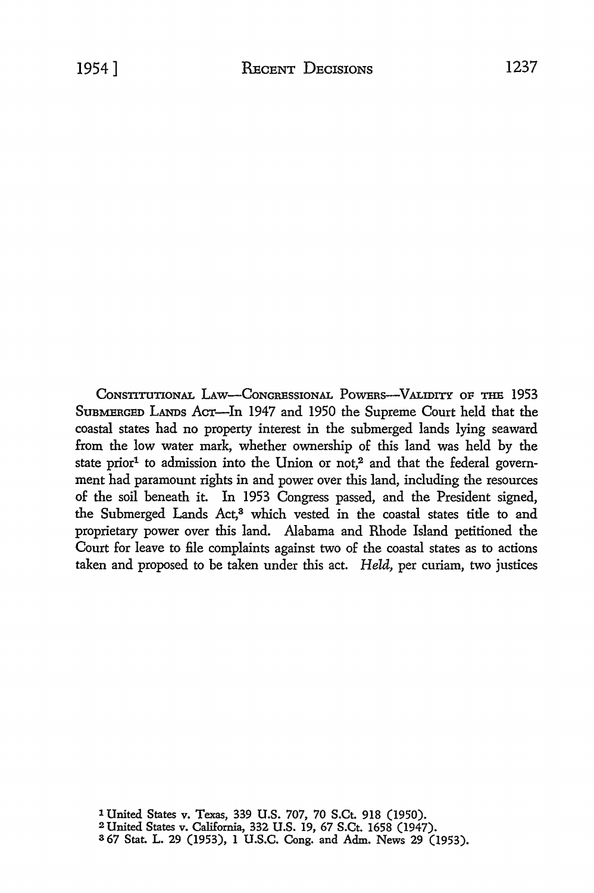CONSTITUTIONAL LAW—CONGRESSIONAL POWERS—VALIDITY OF THE 1953 SUBMERGED LANDS ACT—In 1947 and 1950 the Supreme Court held that the coastal states had no property interest in the submerged lands lying seaward from the low water mark, whether ownership of this land was held by the state prior[1] to admission into the Union or not,[2] and that the federal government had paramount rights in and power over this land, including the resources of the soil beneath it. In 1953 Congress passed, and the President signed, the Submerged Lands Act,[3] which vested in the coastal states title to and proprietary power over this land. Alabama and Rhode Island petitioned the Court for leave to file complaints against two of the coastal states as to actions taken and proposed to be taken under this act. *Held,* per curiam, two justices

[1] United States v. Texas, 339 U.S. 707, 70 S.Ct. 918 (1950).
[2] United States v. California, 332 U.S. 19, 67 S.Ct. 1658 (1947).
[3] 67 Stat. L. 29 (1953), 1 U.S.C. Cong. and Adm. News 29 (1953).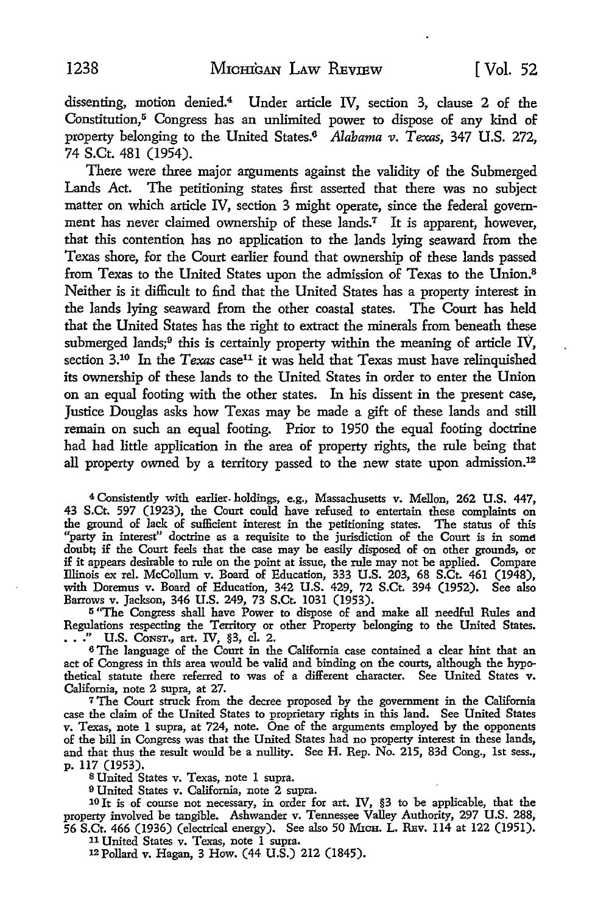dissenting, motion denied.[4] Under article IV, section 3, clause 2 of the Constitution,[5] Congress has an unlimited power to dispose of any kind of property belonging to the United States.[6] *Alabama v. Texas,* 347 U.S. 272, 74 S.Ct. 481 (1954).

There were three major arguments against the validity of the Submerged Lands Act. The petitioning states first asserted that there was no subject matter on which article IV, section 3 might operate, since the federal government has never claimed ownership of these lands.[7] It is apparent, however, that this contention has no application to the lands lying seaward from the Texas shore, for the Court earlier found that ownership of these lands passed from Texas to the United States upon the admission of Texas to the Union.[8] Neither is it difficult to find that the United States has a property interest in the lands lying seaward from the other coastal states. The Court has held that the United States has the right to extract the minerals from beneath these submerged lands;[9] this is certainly property within the meaning of article IV, section 3.[10] In the *Texas* case[11] it was held that Texas must have relinquished its ownership of these lands to the United States in order to enter the Union on an equal footing with the other states. In his dissent in the present case, Justice Douglas asks how Texas may be made a gift of these lands and still remain on such an equal footing. Prior to 1950 the equal footing doctrine had had little application in the area of property rights, the rule being that all property owned by a territory passed to the new state upon admission.[12]

---

[4] Consistently with earlier holdings, e.g., Massachusetts v. Mellon, 262 U.S. 447, 43 S.Ct. 597 (1923), the Court could have refused to entertain these complaints on the ground of lack of sufficient interest in the petitioning states. The status of this "party in interest" doctrine as a requisite to the jurisdiction of the Court is in some doubt; if the Court feels that the case may be easily disposed of on other grounds, or if it appears desirable to rule on the point at issue, the rule may not be applied. Compare Illinois ex rel. McCollum v. Board of Education, 333 U.S. 203, 68 S.Ct. 461 (1948), with Doremus v. Board of Education, 342 U.S. 429, 72 S.Ct. 394 (1952). See also Barrows v. Jackson, 346 U.S. 249, 73 S.Ct. 1031 (1953).

[5] "The Congress shall have Power to dispose of and make all needful Rules and Regulations respecting the Territory or other Property belonging to the United States. . . ." U.S. CONST., art. IV, §3, cl. 2.

[6] The language of the Court in the California case contained a clear hint that an act of Congress in this area would be valid and binding on the courts, although the hypothetical statute there referred to was of a different character. See United States v. California, note 2 supra, at 27.

[7] The Court struck from the decree proposed by the government in the California case the claim of the United States to proprietary rights in this land. See United States v. Texas, note 1 supra, at 724, note. One of the arguments employed by the opponents of the bill in Congress was that the United States had no property interest in these lands, and that thus the result would be a nullity. See H. Rep. No. 215, 83d Cong., 1st sess., p. 117 (1953).

[8] United States v. Texas, note 1 supra.

[9] United States v. California, note 2 supra.

[10] It is of course not necessary, in order for art. IV, §3 to be applicable, that the property involved be tangible. Ashwander v. Tennessee Valley Authority, 297 U.S. 288, 56 S.Ct. 466 (1936) (electrical energy). See also 50 MICH. L. REV. 114 at 122 (1951).

[11] United States v. Texas, note 1 supra.

[12] Pollard v. Hagan, 3 How. (44 U.S.) 212 (1845).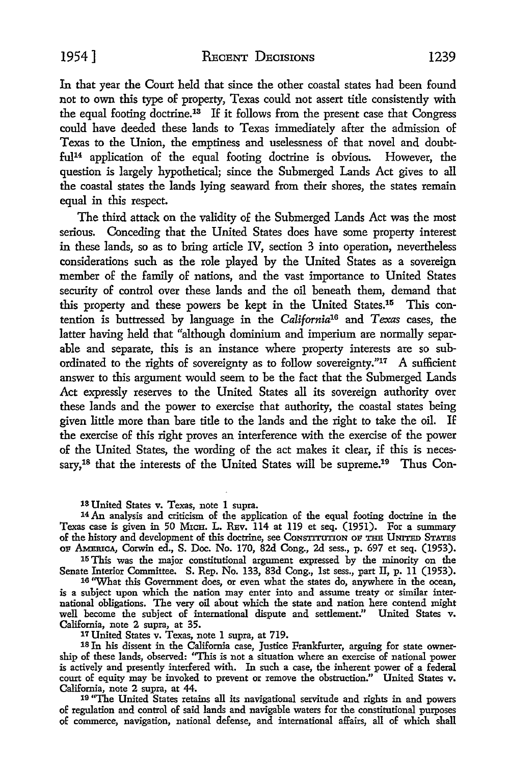In that year the Court held that since the other coastal states had been found not to own this type of property, Texas could not assert title consistently with the equal footing doctrine.[13] If it follows from the present case that Congress could have deeded these lands to Texas immediately after the admission of Texas to the Union, the emptiness and uselessness of that novel and doubtful[14] application of the equal footing doctrine is obvious. However, the question is largely hypothetical; since the Submerged Lands Act gives to all the coastal states the lands lying seaward from their shores, the states remain equal in this respect.

The third attack on the validity of the Submerged Lands Act was the most serious. Conceding that the United States does have some property interest in these lands, so as to bring article IV, section 3 into operation, nevertheless considerations such as the role played by the United States as a sovereign member of the family of nations, and the vast importance to United States security of control over these lands and the oil beneath them, demand that this property and these powers be kept in the United States.[15] This contention is buttressed by language in the *California*[16] and *Texas* cases, the latter having held that "although dominium and imperium are normally separable and separate, this is an instance where property interests are so subordinated to the rights of sovereignty as to follow sovereignty."[17] A sufficient answer to this argument would seem to be the fact that the Submerged Lands Act expressly reserves to the United States all its sovereign authority over these lands and the power to exercise that authority, the coastal states being given little more than bare title to the lands and the right to take the oil. If the exercise of this right proves an interference with the exercise of the power of the United States, the wording of the act makes it clear, if this is necessary,[18] that the interests of the United States will be supreme.[19] Thus Con-

---

[13] United States v. Texas, note 1 supra.

[14] An analysis and criticism of the application of the equal footing doctrine in the Texas case is given in 50 MICH. L. REV. 114 at 119 et seq. (1951). For a summary of the history and development of this doctrine, see CONSTITUTION OF THE UNITED STATES OF AMERICA, Corwin ed., S. Doc. No. 170, 82d Cong., 2d sess., p. 697 et seq. (1953).

[15] This was the major constitutional argument expressed by the minority on the Senate Interior Committee. S. Rep. No. 133, 83d Cong., 1st sess., part II, p. 11 (1953).

[16] "What this Government does, or even what the states do, anywhere in the ocean, is a subject upon which the nation may enter into and assume treaty or similar international obligations. The very oil about which the state and nation here contend might well become the subject of international dispute and settlement." United States v. California, note 2 supra, at 35.

[17] United States v. Texas, note 1 supra, at 719.

[18] In his dissent in the California case, Justice Frankfurter, arguing for state ownership of these lands, observed: "This is not a situation where an exercise of national power is actively and presently interfered with. In such a case, the inherent power of a federal court of equity may be invoked to prevent or remove the obstruction." United States v. California, note 2 supra, at 44.

[19] "The United States retains all its navigational servitude and rights in and powers of regulation and control of said lands and navigable waters for the constitutional purposes of commerce, navigation, national defense, and international affairs, all of which shall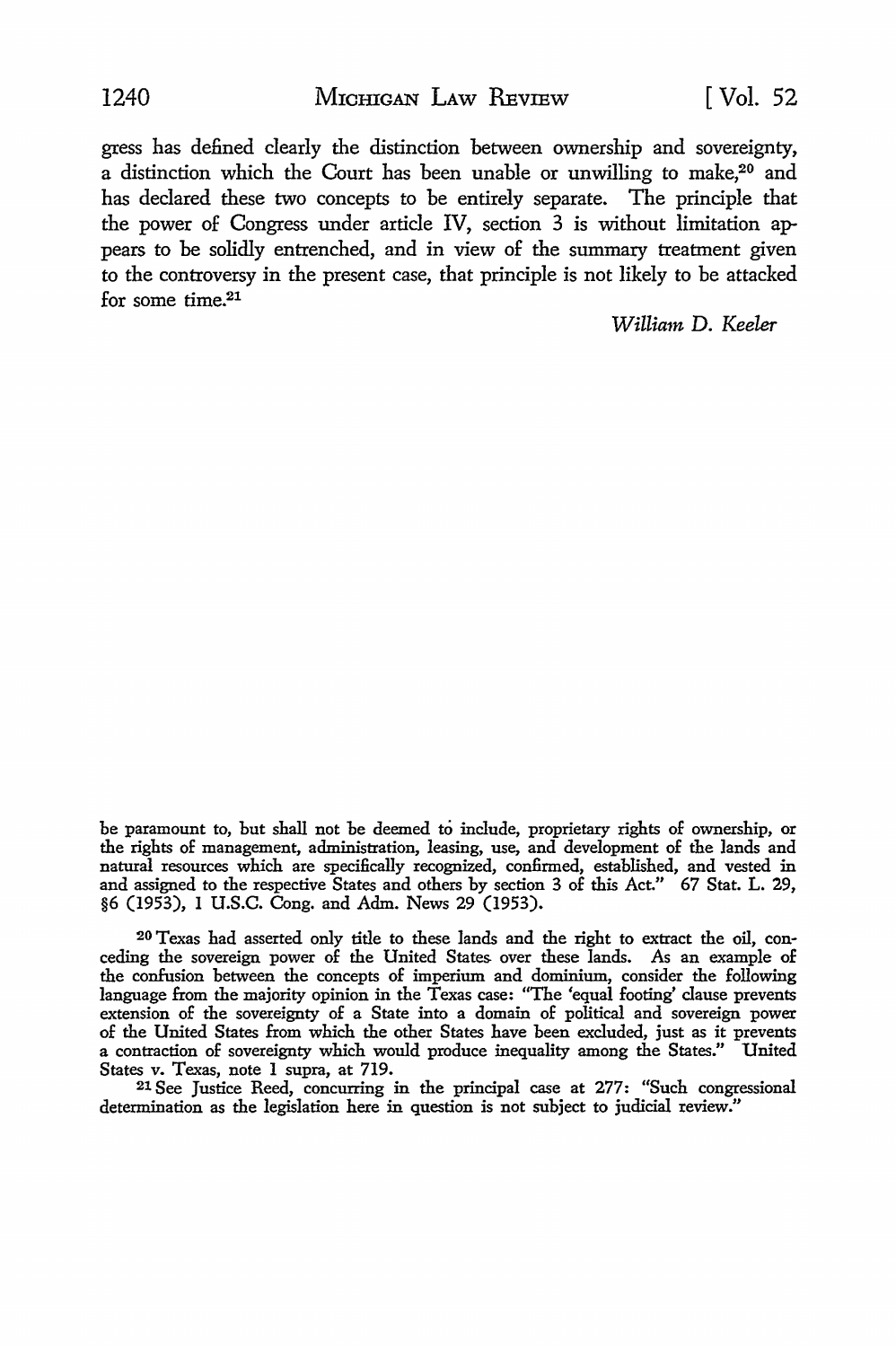gress has defined clearly the distinction between ownership and sovereignty, a distinction which the Court has been unable or unwilling to make,[20] and has declared these two concepts to be entirely separate. The principle that the power of Congress under article IV, section 3 is without limitation appears to be solidly entrenched, and in view of the summary treatment given to the controversy in the present case, that principle is not likely to be attacked for some time.[21]

*William D. Keeler*

be paramount to, but shall not be deemed to include, proprietary rights of ownership, or the rights of management, administration, leasing, use, and development of the lands and natural resources which are specifically recognized, confirmed, established, and vested in and assigned to the respective States and others by section 3 of this Act." 67 Stat. L. 29, §6 (1953), 1 U.S.C. Cong. and Adm. News 29 (1953).

[20] Texas had asserted only title to these lands and the right to extract the oil, conceding the sovereign power of the United States over these lands. As an example of the confusion between the concepts of imperium and dominium, consider the following language from the majority opinion in the Texas case: "The 'equal footing' clause prevents extension of the sovereignty of a State into a domain of political and sovereign power of the United States from which the other States have been excluded, just as it prevents a contraction of sovereignty which would produce inequality among the States." United States v. Texas, note 1 supra, at 719.

[21] See Justice Reed, concurring in the principal case at 277: "Such congressional determination as the legislation here in question is not subject to judicial review."